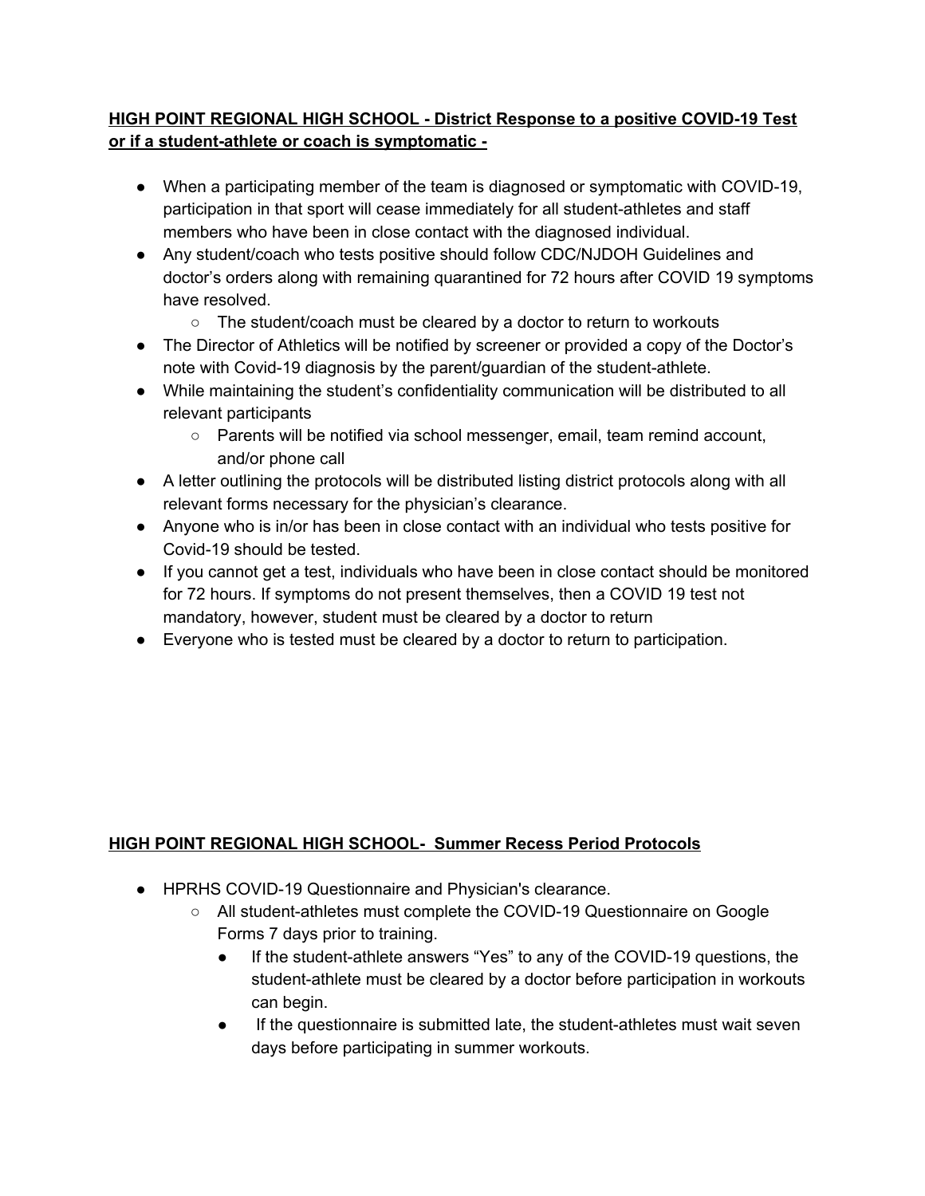## **HIGH POINT REGIONAL HIGH SCHOOL - District Response to a positive COVID-19 Test or if a student-athlete or coach is symptomatic -**

- When a participating member of the team is diagnosed or symptomatic with COVID-19, participation in that sport will cease immediately for all student-athletes and staff members who have been in close contact with the diagnosed individual.
- Any student/coach who tests positive should follow CDC/NJDOH Guidelines and doctor's orders along with remaining quarantined for 72 hours after COVID 19 symptoms have resolved.
  - The student/coach must be cleared by a doctor to return to workouts
- The Director of Athletics will be notified by screener or provided a copy of the Doctor's note with Covid-19 diagnosis by the parent/guardian of the student-athlete.
- While maintaining the student's confidentiality communication will be distributed to all relevant participants
  - Parents will be notified via school messenger, email, team remind account, and/or phone call
- A letter outlining the protocols will be distributed listing district protocols along with all relevant forms necessary for the physician's clearance.
- Anyone who is in/or has been in close contact with an individual who tests positive for Covid-19 should be tested.
- If you cannot get a test, individuals who have been in close contact should be monitored for 72 hours. If symptoms do not present themselves, then a COVID 19 test not mandatory, however, student must be cleared by a doctor to return
- Everyone who is tested must be cleared by a doctor to return to participation.

## **HIGH POINT REGIONAL HIGH SCHOOL- Summer Recess Period Protocols**

- HPRHS COVID-19 Questionnaire and Physician's clearance.
  - All student-athletes must complete the COVID-19 Questionnaire on Google Forms 7 days prior to training.
    - If the student-athlete answers "Yes" to any of the COVID-19 questions, the student-athlete must be cleared by a doctor before participation in workouts can begin.
    - If the questionnaire is submitted late, the student-athletes must wait seven days before participating in summer workouts.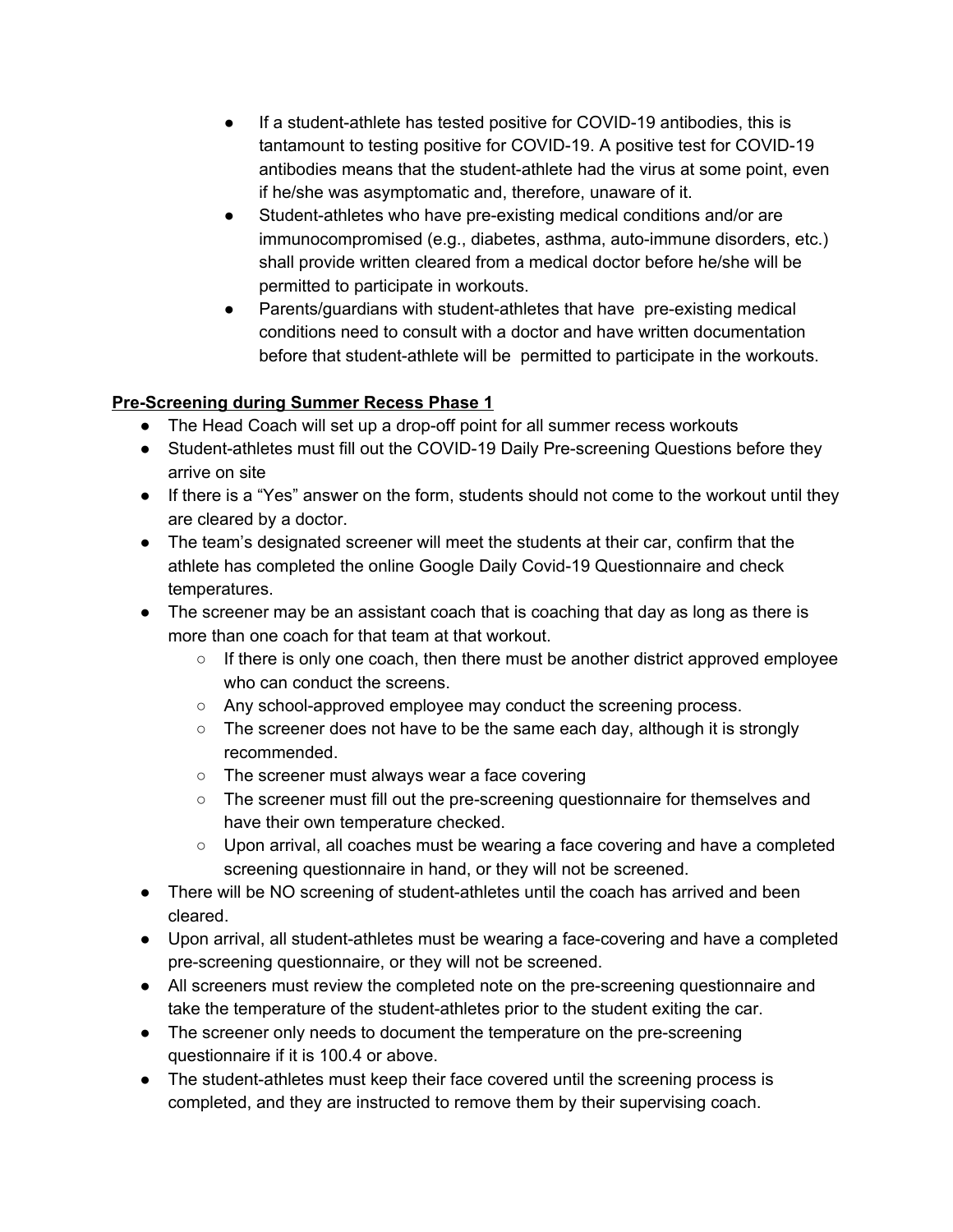- If a student-athlete has tested positive for COVID-19 antibodies, this is tantamount to testing positive for COVID-19. A positive test for COVID-19 antibodies means that the student-athlete had the virus at some point, even if he/she was asymptomatic and, therefore, unaware of it.
- Student-athletes who have pre-existing medical conditions and/or are immunocompromised (e.g., diabetes, asthma, auto-immune disorders, etc.) shall provide written cleared from a medical doctor before he/she will be permitted to participate in workouts.
- Parents/guardians with student-athletes that have pre-existing medical conditions need to consult with a doctor and have written documentation before that student-athlete will be permitted to participate in the workouts.

**Pre-Screening during Summer Recess Phase 1**

- The Head Coach will set up a drop-off point for all summer recess workouts
- Student-athletes must fill out the COVID-19 Daily Pre-screening Questions before they arrive on site
- If there is a "Yes" answer on the form, students should not come to the workout until they are cleared by a doctor.
- The team's designated screener will meet the students at their car, confirm that the athlete has completed the online Google Daily Covid-19 Questionnaire and check temperatures.
- The screener may be an assistant coach that is coaching that day as long as there is more than one coach for that team at that workout.
  - If there is only one coach, then there must be another district approved employee who can conduct the screens.
  - Any school-approved employee may conduct the screening process.
  - The screener does not have to be the same each day, although it is strongly recommended.
  - The screener must always wear a face covering
  - The screener must fill out the pre-screening questionnaire for themselves and have their own temperature checked.
  - Upon arrival, all coaches must be wearing a face covering and have a completed screening questionnaire in hand, or they will not be screened.
- There will be NO screening of student-athletes until the coach has arrived and been cleared.
- Upon arrival, all student-athletes must be wearing a face-covering and have a completed pre-screening questionnaire, or they will not be screened.
- All screeners must review the completed note on the pre-screening questionnaire and take the temperature of the student-athletes prior to the student exiting the car.
- The screener only needs to document the temperature on the pre-screening questionnaire if it is 100.4 or above.
- The student-athletes must keep their face covered until the screening process is completed, and they are instructed to remove them by their supervising coach.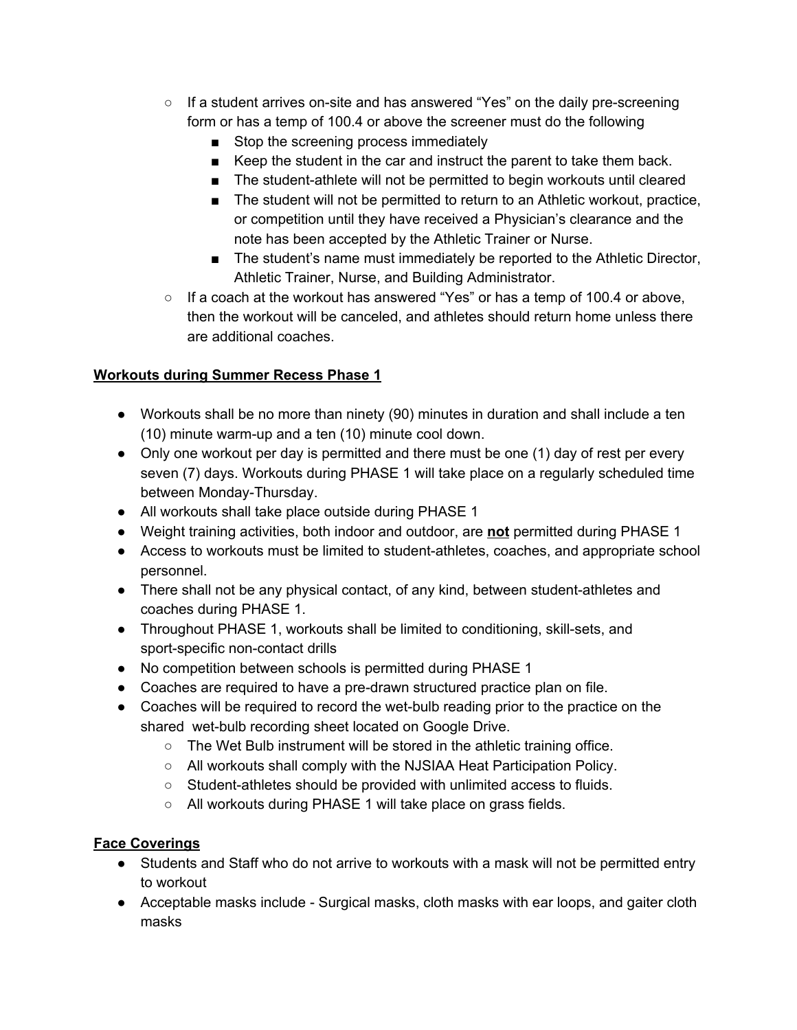- If a student arrives on-site and has answered "Yes" on the daily pre-screening form or has a temp of 100.4 or above the screener must do the following
  - Stop the screening process immediately
  - Keep the student in the car and instruct the parent to take them back.
  - The student-athlete will not be permitted to begin workouts until cleared
  - The student will not be permitted to return to an Athletic workout, practice, or competition until they have received a Physician's clearance and the note has been accepted by the Athletic Trainer or Nurse.
  - The student's name must immediately be reported to the Athletic Director, Athletic Trainer, Nurse, and Building Administrator.
- If a coach at the workout has answered "Yes" or has a temp of 100.4 or above, then the workout will be canceled, and athletes should return home unless there are additional coaches.

**Workouts during Summer Recess Phase 1**

- Workouts shall be no more than ninety (90) minutes in duration and shall include a ten (10) minute warm-up and a ten (10) minute cool down.
- Only one workout per day is permitted and there must be one (1) day of rest per every seven (7) days. Workouts during PHASE 1 will take place on a regularly scheduled time between Monday-Thursday.
- All workouts shall take place outside during PHASE 1
- Weight training activities, both indoor and outdoor, are **not** permitted during PHASE 1
- Access to workouts must be limited to student-athletes, coaches, and appropriate school personnel.
- There shall not be any physical contact, of any kind, between student-athletes and coaches during PHASE 1.
- Throughout PHASE 1, workouts shall be limited to conditioning, skill-sets, and sport-specific non-contact drills
- No competition between schools is permitted during PHASE 1
- Coaches are required to have a pre-drawn structured practice plan on file.
- Coaches will be required to record the wet-bulb reading prior to the practice on the shared wet-bulb recording sheet located on Google Drive.
  - The Wet Bulb instrument will be stored in the athletic training office.
  - All workouts shall comply with the NJSIAA Heat Participation Policy.
  - Student-athletes should be provided with unlimited access to fluids.
  - All workouts during PHASE 1 will take place on grass fields.

**Face Coverings**

- Students and Staff who do not arrive to workouts with a mask will not be permitted entry to workout
- Acceptable masks include - Surgical masks, cloth masks with ear loops, and gaiter cloth masks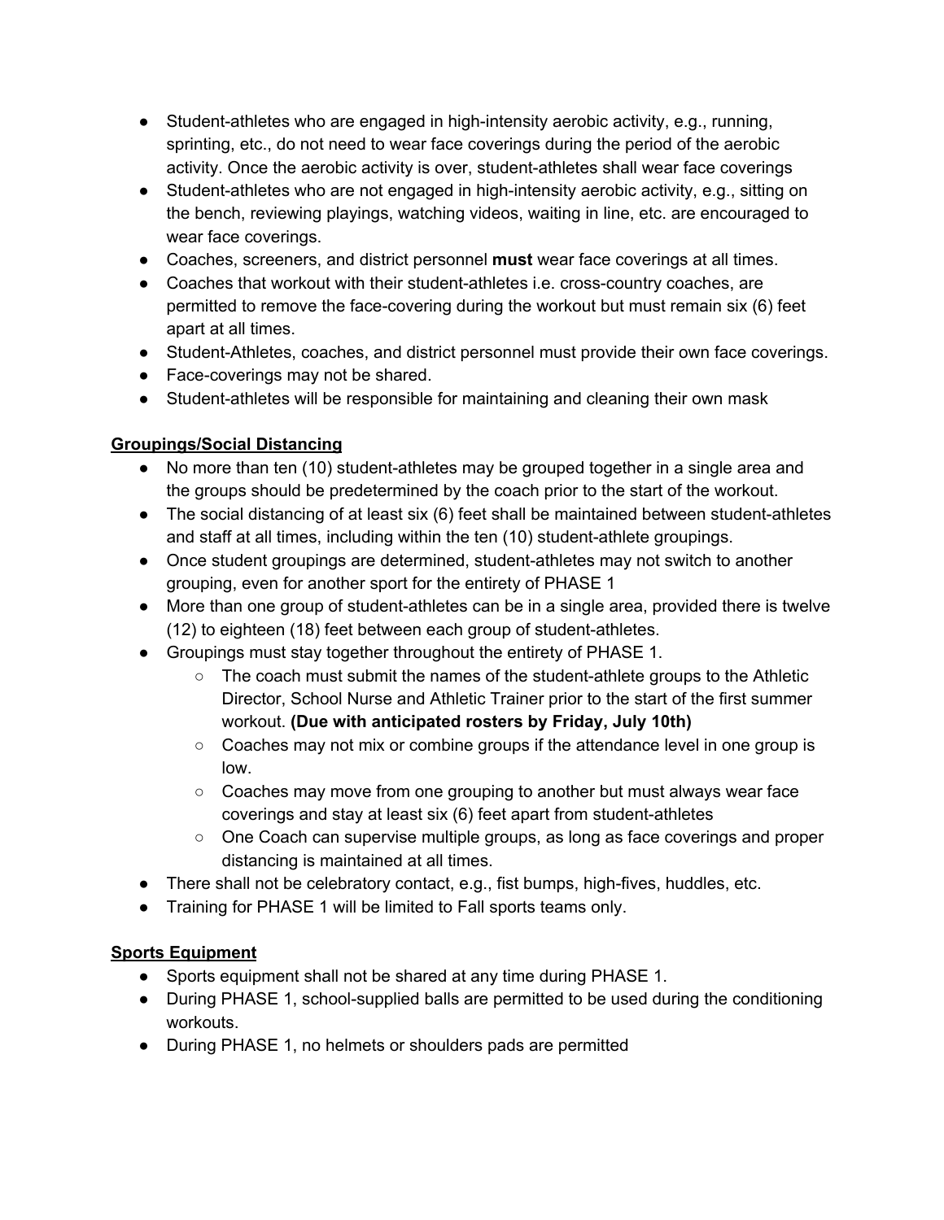- Student-athletes who are engaged in high-intensity aerobic activity, e.g., running, sprinting, etc., do not need to wear face coverings during the period of the aerobic activity. Once the aerobic activity is over, student-athletes shall wear face coverings
- Student-athletes who are not engaged in high-intensity aerobic activity, e.g., sitting on the bench, reviewing playings, watching videos, waiting in line, etc. are encouraged to wear face coverings.
- Coaches, screeners, and district personnel **must** wear face coverings at all times.
- Coaches that workout with their student-athletes i.e. cross-country coaches, are permitted to remove the face-covering during the workout but must remain six (6) feet apart at all times.
- Student-Athletes, coaches, and district personnel must provide their own face coverings.
- Face-coverings may not be shared.
- Student-athletes will be responsible for maintaining and cleaning their own mask

**Groupings/Social Distancing**

- No more than ten (10) student-athletes may be grouped together in a single area and the groups should be predetermined by the coach prior to the start of the workout.
- The social distancing of at least six (6) feet shall be maintained between student-athletes and staff at all times, including within the ten (10) student-athlete groupings.
- Once student groupings are determined, student-athletes may not switch to another grouping, even for another sport for the entirety of PHASE 1
- More than one group of student-athletes can be in a single area, provided there is twelve (12) to eighteen (18) feet between each group of student-athletes.
- Groupings must stay together throughout the entirety of PHASE 1.
    - The coach must submit the names of the student-athlete groups to the Athletic Director, School Nurse and Athletic Trainer prior to the start of the first summer workout. **(Due with anticipated rosters by Friday, July 10th)**
    - Coaches may not mix or combine groups if the attendance level in one group is low.
    - Coaches may move from one grouping to another but must always wear face coverings and stay at least six (6) feet apart from student-athletes
    - One Coach can supervise multiple groups, as long as face coverings and proper distancing is maintained at all times.
- There shall not be celebratory contact, e.g., fist bumps, high-fives, huddles, etc.
- Training for PHASE 1 will be limited to Fall sports teams only.

**Sports Equipment**

- Sports equipment shall not be shared at any time during PHASE 1.
- During PHASE 1, school-supplied balls are permitted to be used during the conditioning workouts.
- During PHASE 1, no helmets or shoulders pads are permitted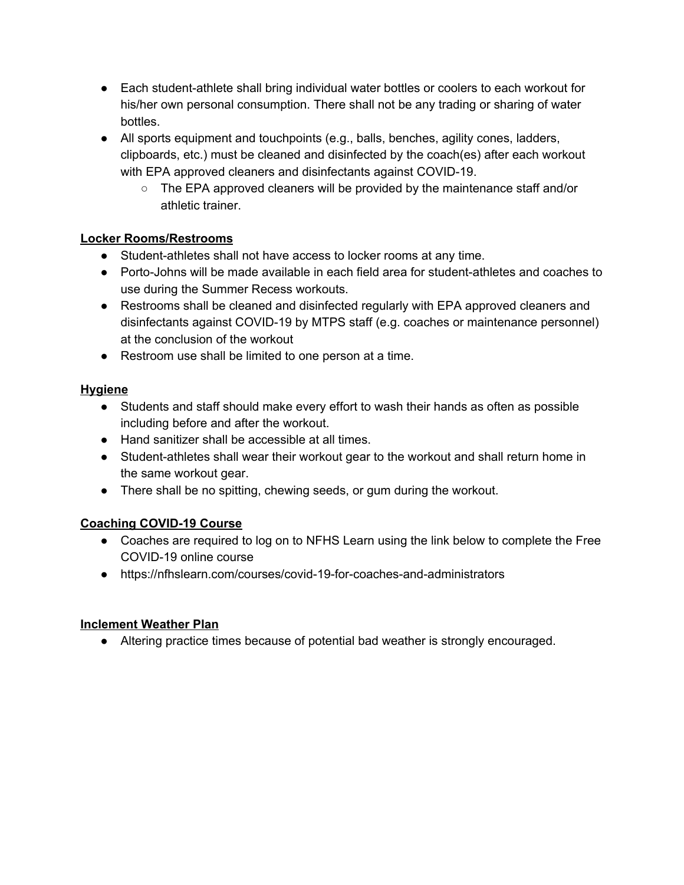- Each student-athlete shall bring individual water bottles or coolers to each workout for his/her own personal consumption. There shall not be any trading or sharing of water bottles.
- All sports equipment and touchpoints (e.g., balls, benches, agility cones, ladders, clipboards, etc.) must be cleaned and disinfected by the coach(es) after each workout with EPA approved cleaners and disinfectants against COVID-19.
    - The EPA approved cleaners will be provided by the maintenance staff and/or athletic trainer.

**Locker Rooms/Restrooms**

- Student-athletes shall not have access to locker rooms at any time.
- Porto-Johns will be made available in each field area for student-athletes and coaches to use during the Summer Recess workouts.
- Restrooms shall be cleaned and disinfected regularly with EPA approved cleaners and disinfectants against COVID-19 by MTPS staff (e.g. coaches or maintenance personnel) at the conclusion of the workout
- Restroom use shall be limited to one person at a time.

**Hygiene**

- Students and staff should make every effort to wash their hands as often as possible including before and after the workout.
- Hand sanitizer shall be accessible at all times.
- Student-athletes shall wear their workout gear to the workout and shall return home in the same workout gear.
- There shall be no spitting, chewing seeds, or gum during the workout.

**Coaching COVID-19 Course**

- Coaches are required to log on to NFHS Learn using the link below to complete the Free COVID-19 online course
- https://nfhslearn.com/courses/covid-19-for-coaches-and-administrators

**Inclement Weather Plan**

- Altering practice times because of potential bad weather is strongly encouraged.